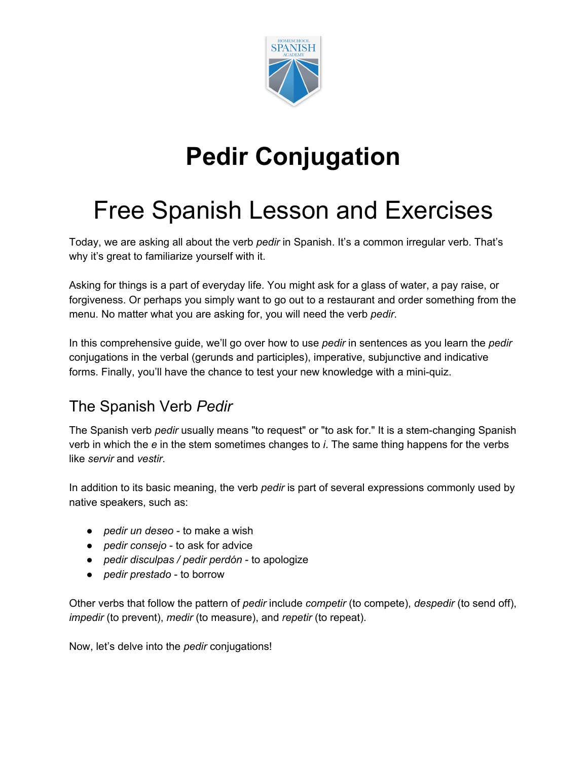# Pedir Conjugation

# Free Spanish Lesson and Exercises

Today, we are asking all about the verb *pedir* in Spanish. It's a common irregular verb. That's why it's great to familiarize yourself with it.

Asking for things is a part of everyday life. You might ask for a glass of water, a pay raise, or forgiveness. Or perhaps you simply want to go out to a restaurant and order something from the menu. No matter what you are asking for, you will need the verb *pedir*.

In this comprehensive guide, we'll go over how to use *pedir* in sentences as you learn the *pedir* conjugations in the verbal (gerunds and participles), imperative, subjunctive and indicative forms. Finally, you'll have the chance to test your new knowledge with a mini-quiz.

## The Spanish Verb *Pedir*

The Spanish verb *pedir* usually means "to request" or "to ask for." It is a stem-changing Spanish verb in which the *e* in the stem sometimes changes to *i*. The same thing happens for the verbs like *servir* and *vestir*.

In addition to its basic meaning, the verb *pedir* is part of several expressions commonly used by native speakers, such as:

- *pedir un deseo* - to make a wish
- *pedir consejo* - to ask for advice
- *pedir disculpas / pedir perdón* - to apologize
- *pedir prestado* - to borrow

Other verbs that follow the pattern of *pedir* include *competir* (to compete), *despedir* (to send off), *impedir* (to prevent), *medir* (to measure), and *repetir* (to repeat).

Now, let's delve into the *pedir* conjugations!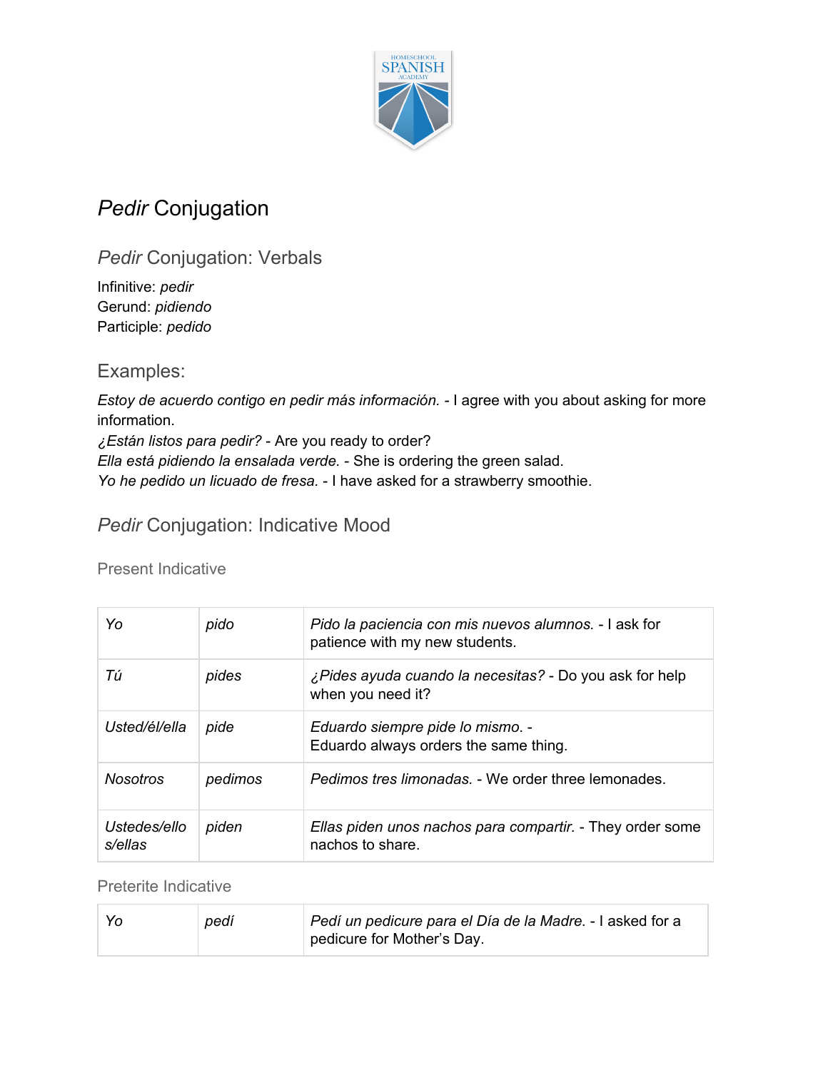# *Pedir* Conjugation

## *Pedir* Conjugation: Verbals

Infinitive: *pedir*
Gerund: *pidiendo*
Participle: *pedido*

## Examples:

*Estoy de acuerdo contigo en pedir más información.* - I agree with you about asking for more information.
*¿Están listos para pedir?* - Are you ready to order?
*Ella está pidiendo la ensalada verde.* - She is ordering the green salad.
*Yo he pedido un licuado de fresa.* - I have asked for a strawberry smoothie.

## *Pedir* Conjugation: Indicative Mood

### Present Indicative

| | | |
|---|---|---|
| *Yo* | *pido* | *Pido la paciencia con mis nuevos alumnos.* - I ask for patience with my new students. |
| *Tú* | *pides* | *¿Pides ayuda cuando la necesitas?* - Do you ask for help when you need it? |
| *Usted/él/ella* | *pide* | *Eduardo siempre pide lo mismo.* - Eduardo always orders the same thing. |
| *Nosotros* | *pedimos* | *Pedimos tres limonadas.* - We order three lemonades. |
| *Ustedes/ellos/ellas* | *piden* | *Ellas piden unos nachos para compartir.* - They order some nachos to share. |

### Preterite Indicative

| | | |
|---|---|---|
| *Yo* | *pedí* | *Pedí un pedicure para el Día de la Madre.* - I asked for a pedicure for Mother's Day. |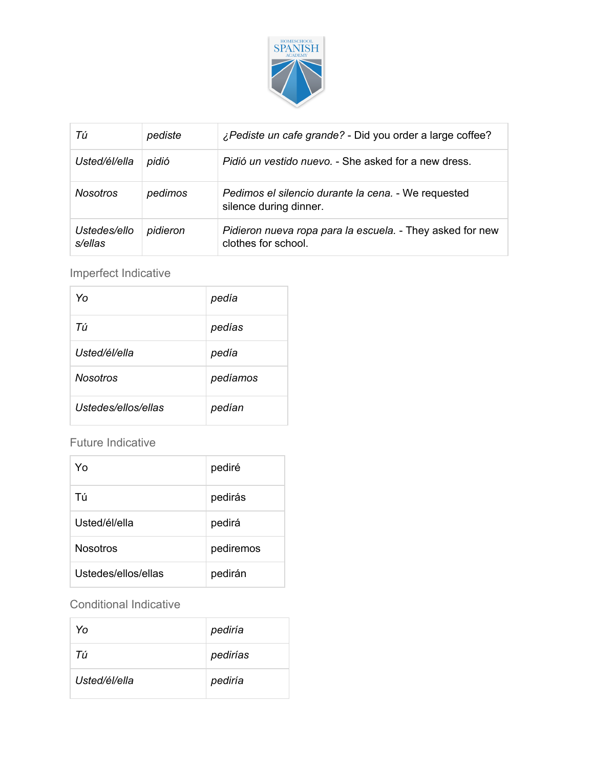| | | |
|---|---|---|
| *Tú* | *pediste* | *¿Pediste un cafe grande?* - Did you order a large coffee? |
| *Usted/él/ella* | *pidió* | *Pidió un vestido nuevo.* - She asked for a new dress. |
| *Nosotros* | *pedimos* | *Pedimos el silencio durante la cena.* - We requested silence during dinner. |
| *Ustedes/ellos/ellas* | *pidieron* | *Pidieron nueva ropa para la escuela.* - They asked for new clothes for school. |

## Imperfect Indicative

| | |
|---|---|
| *Yo* | *pedía* |
| *Tú* | *pedías* |
| *Usted/él/ella* | *pedía* |
| *Nosotros* | *pedíamos* |
| *Ustedes/ellos/ellas* | *pedían* |

## Future Indicative

| | |
|---|---|
| Yo | pediré |
| Tú | pedirás |
| Usted/él/ella | pedirá |
| Nosotros | pediremos |
| Ustedes/ellos/ellas | pedirán |

## Conditional Indicative

| | |
|---|---|
| *Yo* | *pediría* |
| *Tú* | *pedirías* |
| *Usted/él/ella* | *pediría* |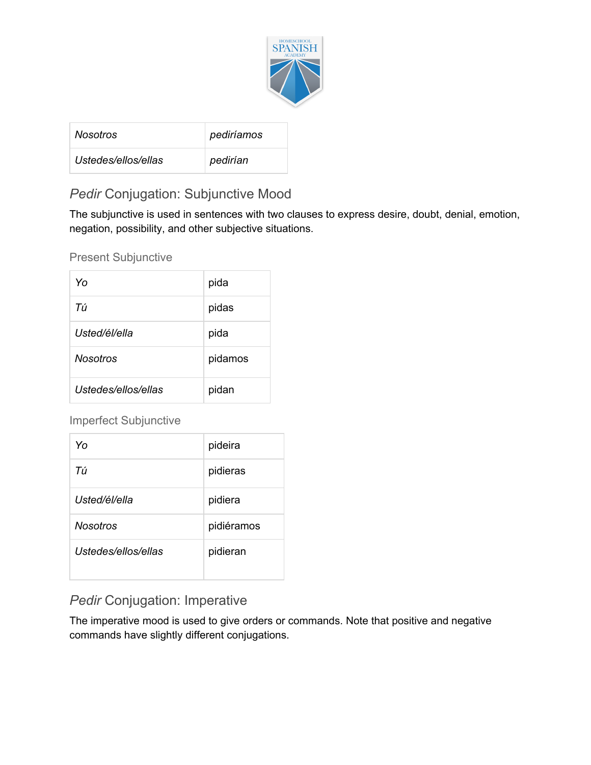| *Nosotros* | *pediríamos* |
|---|---|
| *Ustedes/ellos/ellas* | *pedirían* |

## *Pedir* Conjugation: Subjunctive Mood

The subjunctive is used in sentences with two clauses to express desire, doubt, denial, emotion, negation, possibility, and other subjective situations.

### Present Subjunctive

| *Yo* | pida |
|---|---|
| *Tú* | pidas |
| *Usted/él/ella* | pida |
| *Nosotros* | pidamos |
| *Ustedes/ellos/ellas* | pidan |

### Imperfect Subjunctive

| *Yo* | pideira |
|---|---|
| *Tú* | pidieras |
| *Usted/él/ella* | pidiera |
| *Nosotros* | pidiéramos |
| *Ustedes/ellos/ellas* | pidieran |

## *Pedir* Conjugation: Imperative

The imperative mood is used to give orders or commands. Note that positive and negative commands have slightly different conjugations.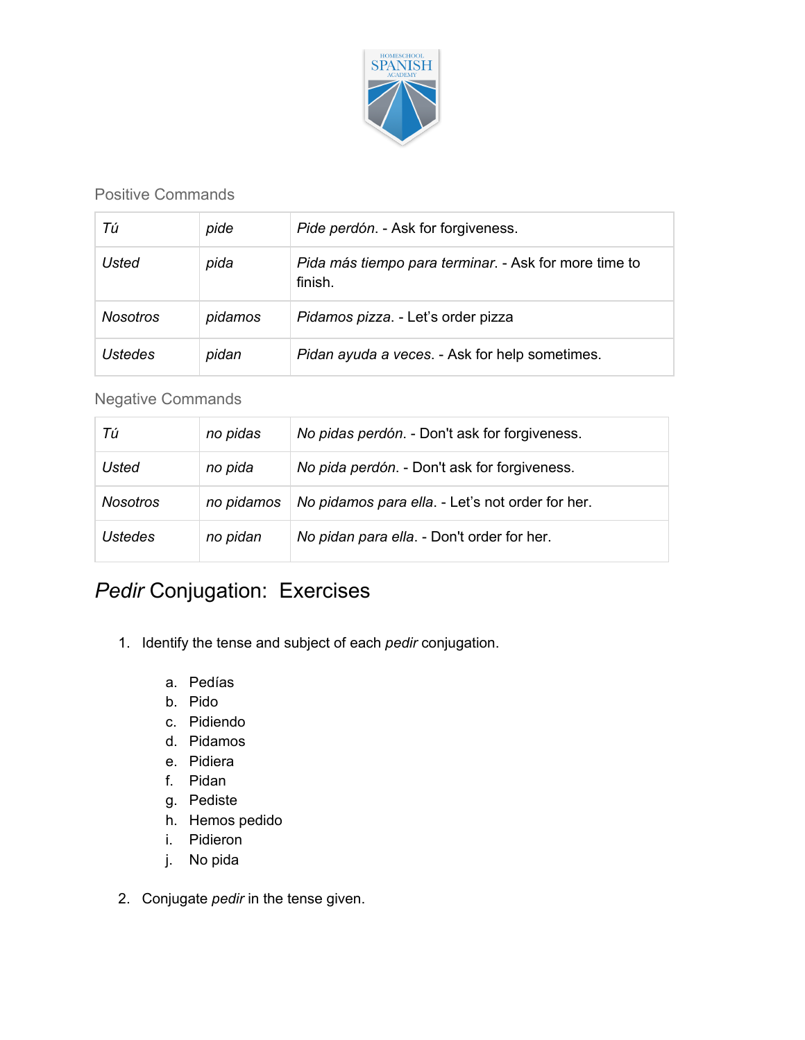Positive Commands

| | | |
|---|---|---|
| *Tú* | *pide* | *Pide perdón*. - Ask for forgiveness. |
| *Usted* | *pida* | *Pida más tiempo para terminar*. - Ask for more time to finish. |
| *Nosotros* | *pidamos* | *Pidamos pizza*. - Let's order pizza |
| *Ustedes* | *pidan* | *Pidan ayuda a veces*. - Ask for help sometimes. |

Negative Commands

| | | |
|---|---|---|
| *Tú* | *no pidas* | *No pidas perdón*. - Don't ask for forgiveness. |
| *Usted* | *no pida* | *No pida perdón*. - Don't ask for forgiveness. |
| *Nosotros* | *no pidamos* | *No pidamos para ella*. - Let's not order for her. |
| *Ustedes* | *no pidan* | *No pidan para ella*. - Don't order for her. |

## *Pedir* Conjugation: Exercises

1. Identify the tense and subject of each *pedir* conjugation.

   a. Pedías
   b. Pido
   c. Pidiendo
   d. Pidamos
   e. Pidiera
   f. Pidan
   g. Pediste
   h. Hemos pedido
   i. Pidieron
   j. No pida

2. Conjugate *pedir* in the tense given.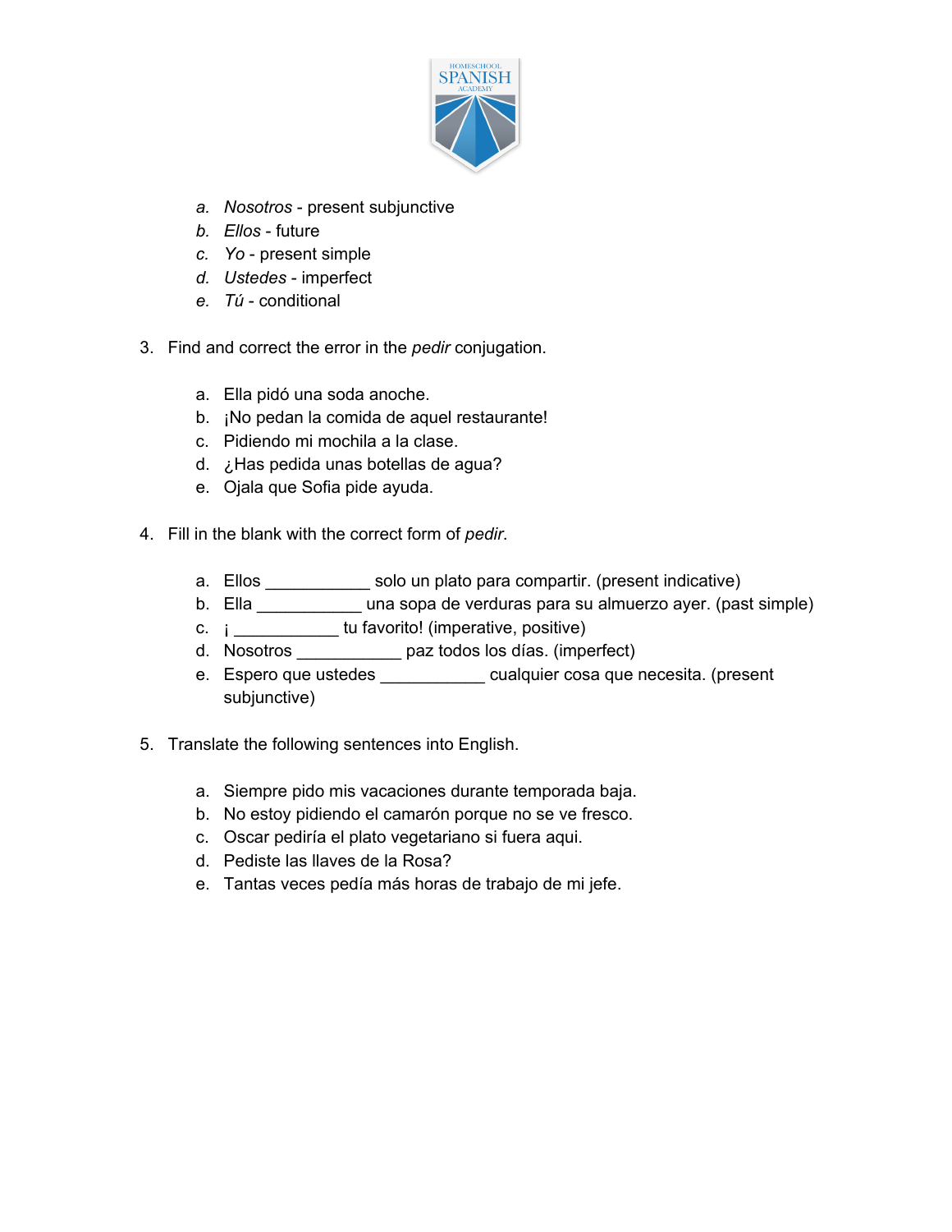a. *Nosotros* - present subjunctive
b. *Ellos* - future
c. *Yo* - present simple
d. *Ustedes* - imperfect
e. *Tú* - conditional

3. Find and correct the error in the *pedir* conjugation.

   a. Ella pidó una soda anoche.
   b. ¡No pedan la comida de aquel restaurante!
   c. Pidiendo mi mochila a la clase.
   d. ¿Has pedida unas botellas de agua?
   e. Ojala que Sofia pide ayuda.

4. Fill in the blank with the correct form of *pedir*.

   a. Ellos ___________ solo un plato para compartir. (present indicative)
   b. Ella ___________ una sopa de verduras para su almuerzo ayer. (past simple)
   c. ¡ ___________ tu favorito! (imperative, positive)
   d. Nosotros ___________ paz todos los días. (imperfect)
   e. Espero que ustedes ___________ cualquier cosa que necesita. (present subjunctive)

5. Translate the following sentences into English.

   a. Siempre pido mis vacaciones durante temporada baja.
   b. No estoy pidiendo el camarón porque no se ve fresco.
   c. Oscar pediría el plato vegetariano si fuera aqui.
   d. Pediste las llaves de la Rosa?
   e. Tantas veces pedía más horas de trabajo de mi jefe.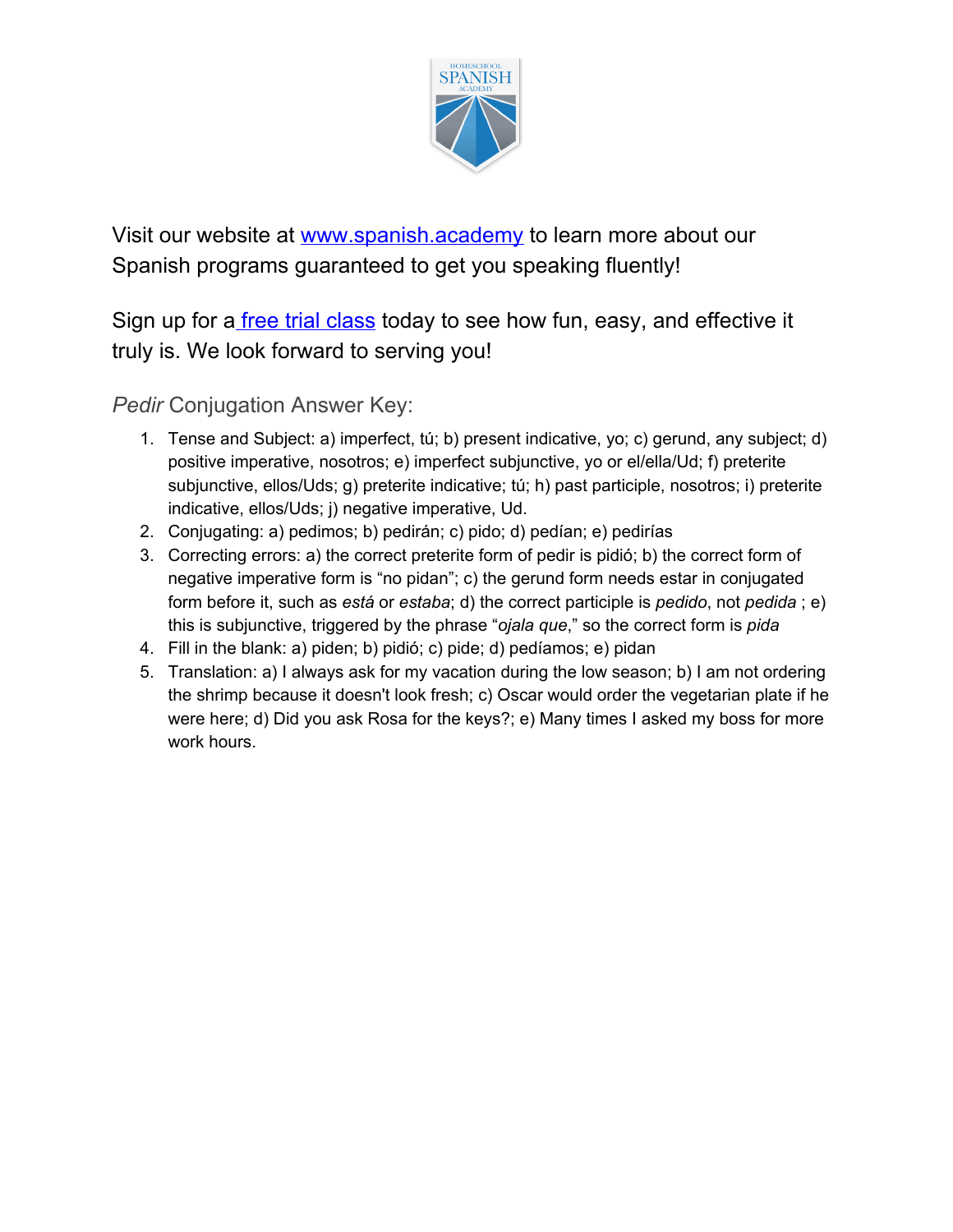Visit our website at [www.spanish.academy](http://www.spanish.academy) to learn more about our Spanish programs guaranteed to get you speaking fluently!

Sign up for a free trial class today to see how fun, easy, and effective it truly is. We look forward to serving you!

## *Pedir* Conjugation Answer Key:

1. Tense and Subject: a) imperfect, tú; b) present indicative, yo; c) gerund, any subject; d) positive imperative, nosotros; e) imperfect subjunctive, yo or el/ella/Ud; f) preterite subjunctive, ellos/Uds; g) preterite indicative; tú; h) past participle, nosotros; i) preterite indicative, ellos/Uds; j) negative imperative, Ud.
2. Conjugating: a) pedimos; b) pedirán; c) pido; d) pedían; e) pedirías
3. Correcting errors: a) the correct preterite form of pedir is pidió; b) the correct form of negative imperative form is “no pidan”; c) the gerund form needs estar in conjugated form before it, such as *está* or *estaba*; d) the correct participle is *pedido*, not *pedida* ; e) this is subjunctive, triggered by the phrase “*ojala que*,” so the correct form is *pida*
4. Fill in the blank: a) piden; b) pidió; c) pide; d) pedíamos; e) pidan
5. Translation: a) I always ask for my vacation during the low season; b) I am not ordering the shrimp because it doesn't look fresh; c) Oscar would order the vegetarian plate if he were here; d) Did you ask Rosa for the keys?; e) Many times I asked my boss for more work hours.